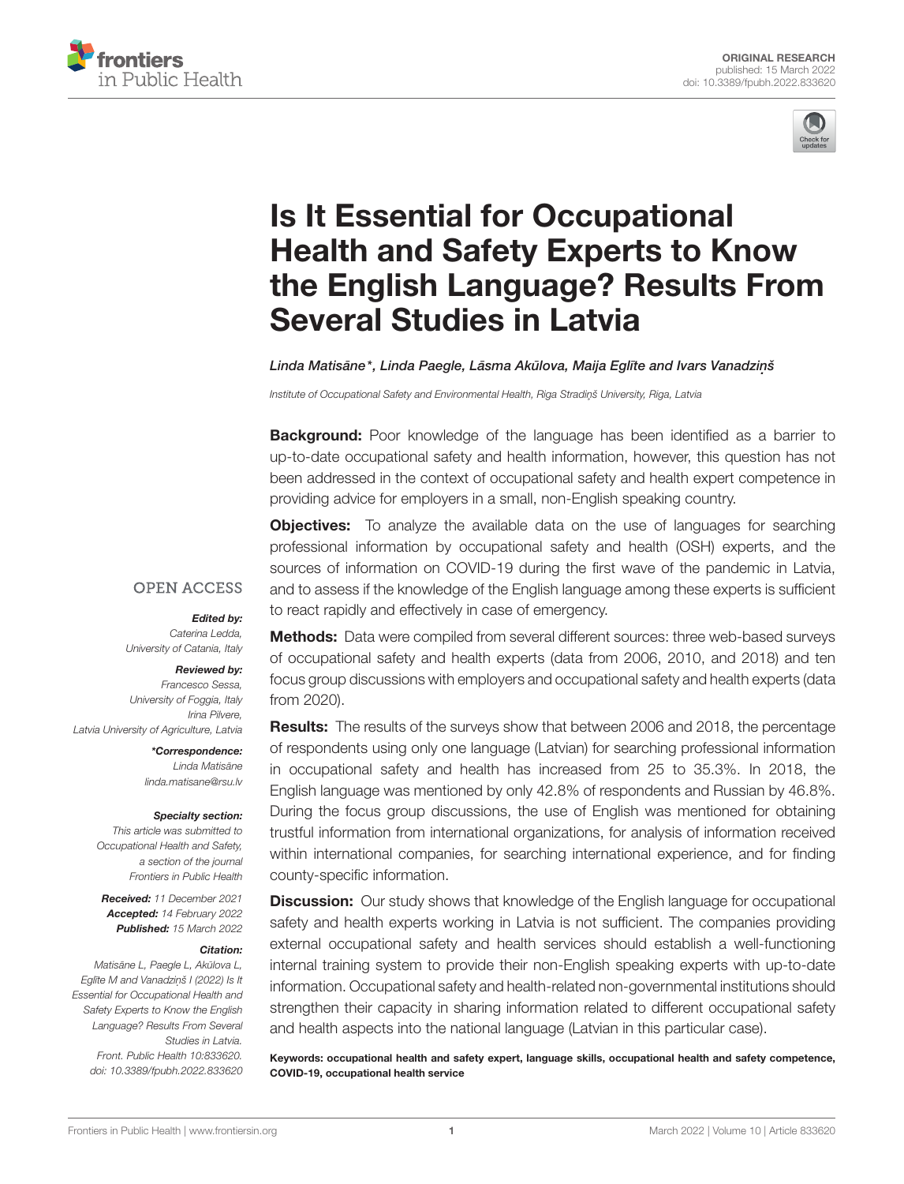ORIGINAL RESEARCH
published: 15 March 2022
doi: 10.3389/fpubh.2022.833620

# Is It Essential for Occupational Health and Safety Experts to Know the English Language? Results From Several Studies in Latvia

*Linda Matisāne\*, Linda Paegle, Lāsma Akūlova, Maija Eglīte and Ivars Vanadziņš*

*Institute of Occupational Safety and Environmental Health, Riga Stradiņš University, Riga, Latvia*

**Background:** Poor knowledge of the language has been identified as a barrier to up-to-date occupational safety and health information, however, this question has not been addressed in the context of occupational safety and health expert competence in providing advice for employers in a small, non-English speaking country.

**Objectives:** To analyze the available data on the use of languages for searching professional information by occupational safety and health (OSH) experts, and the sources of information on COVID-19 during the first wave of the pandemic in Latvia, and to assess if the knowledge of the English language among these experts is sufficient to react rapidly and effectively in case of emergency.

**Methods:** Data were compiled from several different sources: three web-based surveys of occupational safety and health experts (data from 2006, 2010, and 2018) and ten focus group discussions with employers and occupational safety and health experts (data from 2020).

**Results:** The results of the surveys show that between 2006 and 2018, the percentage of respondents using only one language (Latvian) for searching professional information in occupational safety and health has increased from 25 to 35.3%. In 2018, the English language was mentioned by only 42.8% of respondents and Russian by 46.8%. During the focus group discussions, the use of English was mentioned for obtaining trustful information from international organizations, for analysis of information received within international companies, for searching international experience, and for finding county-specific information.

**Discussion:** Our study shows that knowledge of the English language for occupational safety and health experts working in Latvia is not sufficient. The companies providing external occupational safety and health services should establish a well-functioning internal training system to provide their non-English speaking experts with up-to-date information. Occupational safety and health-related non-governmental institutions should strengthen their capacity in sharing information related to different occupational safety and health aspects into the national language (Latvian in this particular case).

**Keywords: occupational health and safety expert, language skills, occupational health and safety competence, COVID-19, occupational health service**

OPEN ACCESS

***Edited by:***
*Caterina Ledda,*
*University of Catania, Italy*

***Reviewed by:***
*Francesco Sessa,*
*University of Foggia, Italy*
*Irina Pilvere,*
*Latvia University of Agriculture, Latvia*

***\*Correspondence:***
*Linda Matisāne*
*linda.matisane@rsu.lv*

***Specialty section:***
*This article was submitted to Occupational Health and Safety, a section of the journal Frontiers in Public Health*

***Received:*** *11 December 2021*
***Accepted:*** *14 February 2022*
***Published:*** *15 March 2022*

***Citation:***
*Matisāne L, Paegle L, Akūlova L, Eglīte M and Vanadziņš I (2022) Is It Essential for Occupational Health and Safety Experts to Know the English Language? Results From Several Studies in Latvia. Front. Public Health 10:833620. doi: 10.3389/fpubh.2022.833620*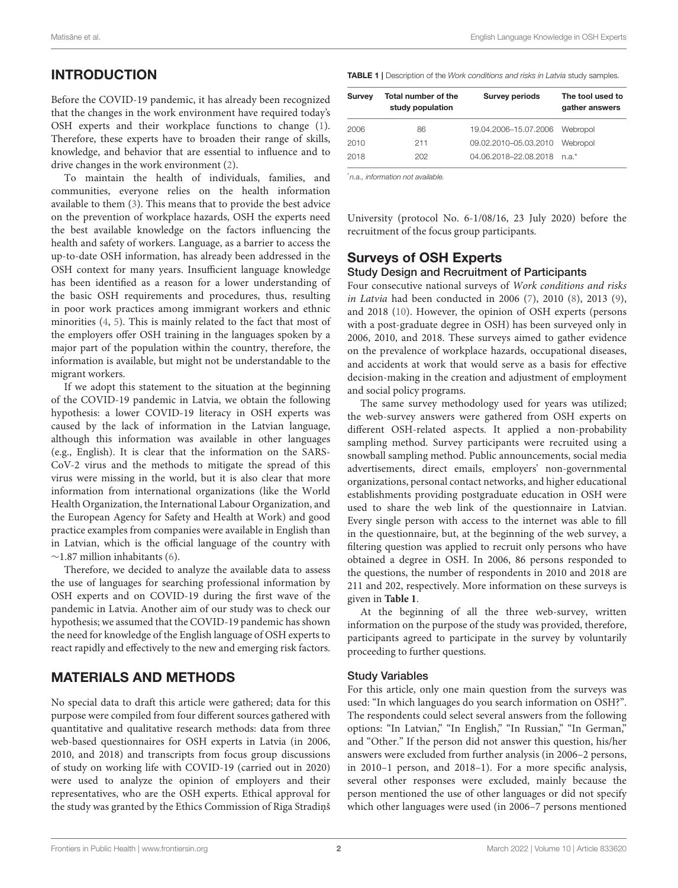## INTRODUCTION

Before the COVID-19 pandemic, it has already been recognized that the changes in the work environment have required today's OSH experts and their workplace functions to change (1). Therefore, these experts have to broaden their range of skills, knowledge, and behavior that are essential to influence and to drive changes in the work environment (2).

To maintain the health of individuals, families, and communities, everyone relies on the health information available to them (3). This means that to provide the best advice on the prevention of workplace hazards, OSH the experts need the best available knowledge on the factors influencing the health and safety of workers. Language, as a barrier to access the up-to-date OSH information, has already been addressed in the OSH context for many years. Insufficient language knowledge has been identified as a reason for a lower understanding of the basic OSH requirements and procedures, thus, resulting in poor work practices among immigrant workers and ethnic minorities (4, 5). This is mainly related to the fact that most of the employers offer OSH training in the languages spoken by a major part of the population within the country, therefore, the information is available, but might not be understandable to the migrant workers.

If we adopt this statement to the situation at the beginning of the COVID-19 pandemic in Latvia, we obtain the following hypothesis: a lower COVID-19 literacy in OSH experts was caused by the lack of information in the Latvian language, although this information was available in other languages (e.g., English). It is clear that the information on the SARS-CoV-2 virus and the methods to mitigate the spread of this virus were missing in the world, but it is also clear that more information from international organizations (like the World Health Organization, the International Labour Organization, and the European Agency for Safety and Health at Work) and good practice examples from companies were available in English than in Latvian, which is the official language of the country with ∼1.87 million inhabitants (6).

Therefore, we decided to analyze the available data to assess the use of languages for searching professional information by OSH experts and on COVID-19 during the first wave of the pandemic in Latvia. Another aim of our study was to check our hypothesis; we assumed that the COVID-19 pandemic has shown the need for knowledge of the English language of OSH experts to react rapidly and effectively to the new and emerging risk factors.

## MATERIALS AND METHODS

No special data to draft this article were gathered; data for this purpose were compiled from four different sources gathered with quantitative and qualitative research methods: data from three web-based questionnaires for OSH experts in Latvia (in 2006, 2010, and 2018) and transcripts from focus group discussions of study on working life with COVID-19 (carried out in 2020) were used to analyze the opinion of employers and their representatives, who are the OSH experts. Ethical approval for the study was granted by the Ethics Commission of Riga Stradiņš University (protocol No. 6-1/08/16, 23 July 2020) before the recruitment of the focus group participants.

**TABLE 1** | Description of the *Work conditions and risks in Latvia* study samples.

| Survey | Total number of the study population | Survey periods | The tool used to gather answers |
|---|---|---|---|
| 2006 | 86 | 19.04.2006–15.07.2006 | Webropol |
| 2010 | 211 | 09.02.2010–05.03.2010 | Webropol |
| 2018 | 202 | 04.06.2018–22.08.2018 | n.a.* |

*n.a., information not available.

### Surveys of OSH Experts

#### Study Design and Recruitment of Participants

Four consecutive national surveys of *Work conditions and risks in Latvia* had been conducted in 2006 (7), 2010 (8), 2013 (9), and 2018 (10). However, the opinion of OSH experts (persons with a post-graduate degree in OSH) has been surveyed only in 2006, 2010, and 2018. These surveys aimed to gather evidence on the prevalence of workplace hazards, occupational diseases, and accidents at work that would serve as a basis for effective decision-making in the creation and adjustment of employment and social policy programs.

The same survey methodology used for years was utilized; the web-survey answers were gathered from OSH experts on different OSH-related aspects. It applied a non-probability sampling method. Survey participants were recruited using a snowball sampling method. Public announcements, social media advertisements, direct emails, employers' non-governmental organizations, personal contact networks, and higher educational establishments providing postgraduate education in OSH were used to share the web link of the questionnaire in Latvian. Every single person with access to the internet was able to fill in the questionnaire, but, at the beginning of the web survey, a filtering question was applied to recruit only persons who have obtained a degree in OSH. In 2006, 86 persons responded to the questions, the number of respondents in 2010 and 2018 are 211 and 202, respectively. More information on these surveys is given in **Table 1**.

At the beginning of all the three web-survey, written information on the purpose of the study was provided, therefore, participants agreed to participate in the survey by voluntarily proceeding to further questions.

#### Study Variables

For this article, only one main question from the surveys was used: "In which languages do you search information on OSH?". The respondents could select several answers from the following options: "In Latvian," "In English," "In Russian," "In German," and "Other." If the person did not answer this question, his/her answers were excluded from further analysis (in 2006–2 persons, in 2010–1 person, and 2018–1). For a more specific analysis, several other responses were excluded, mainly because the person mentioned the use of other languages or did not specify which other languages were used (in 2006–7 persons mentioned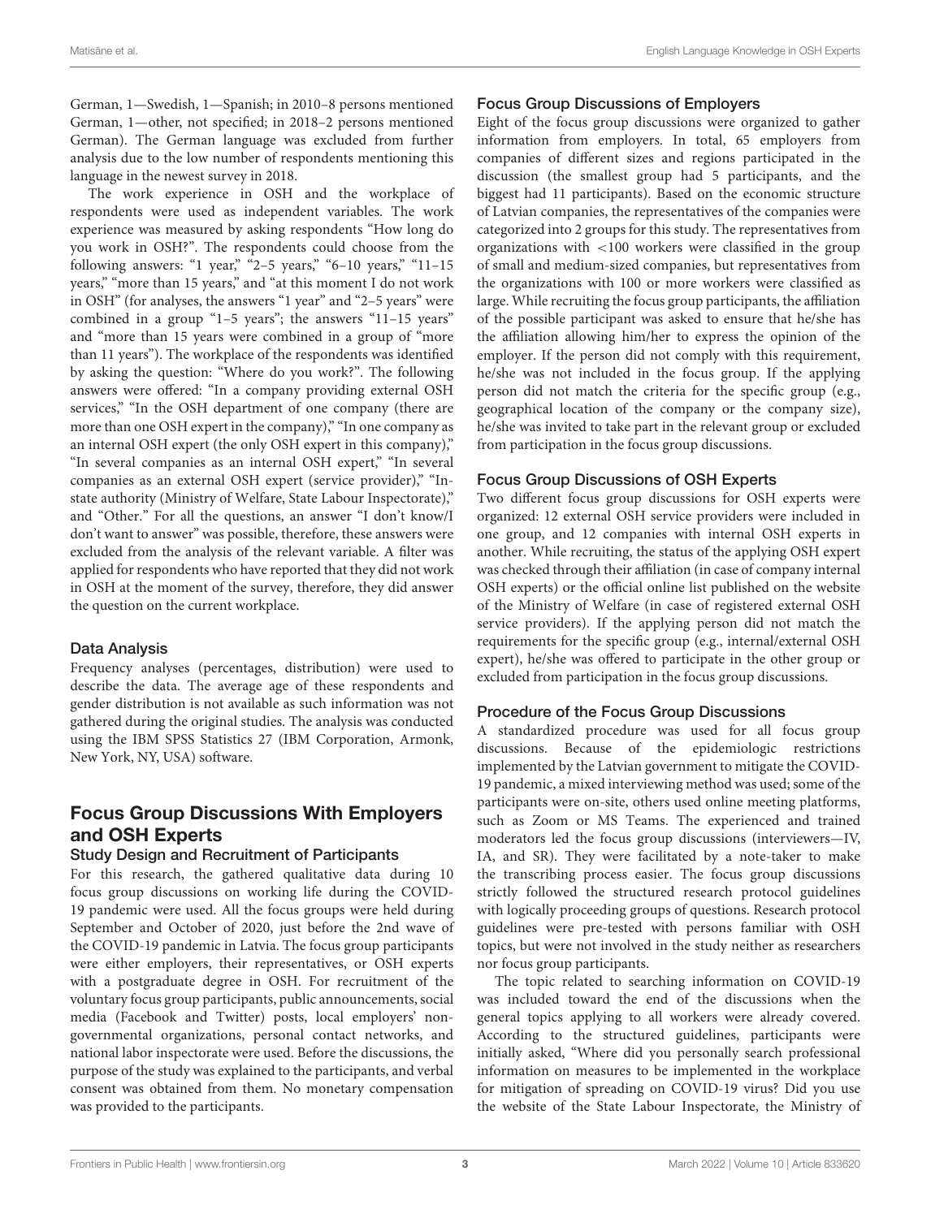German, 1—Swedish, 1—Spanish; in 2010–8 persons mentioned German, 1—other, not specified; in 2018–2 persons mentioned German). The German language was excluded from further analysis due to the low number of respondents mentioning this language in the newest survey in 2018.

The work experience in OSH and the workplace of respondents were used as independent variables. The work experience was measured by asking respondents "How long do you work in OSH?". The respondents could choose from the following answers: "1 year," "2–5 years," "6–10 years," "11–15 years," "more than 15 years," and "at this moment I do not work in OSH" (for analyses, the answers "1 year" and "2–5 years" were combined in a group "1–5 years"; the answers "11–15 years" and "more than 15 years were combined in a group of "more than 11 years"). The workplace of the respondents was identified by asking the question: "Where do you work?". The following answers were offered: "In a company providing external OSH services," "In the OSH department of one company (there are more than one OSH expert in the company)," "In one company as an internal OSH expert (the only OSH expert in this company)," "In several companies as an internal OSH expert," "In several companies as an external OSH expert (service provider)," "In-state authority (Ministry of Welfare, State Labour Inspectorate)," and "Other." For all the questions, an answer "I don't know/I don't want to answer" was possible, therefore, these answers were excluded from the analysis of the relevant variable. A filter was applied for respondents who have reported that they did not work in OSH at the moment of the survey, therefore, they did answer the question on the current workplace.

### Data Analysis

Frequency analyses (percentages, distribution) were used to describe the data. The average age of these respondents and gender distribution is not available as such information was not gathered during the original studies. The analysis was conducted using the IBM SPSS Statistics 27 (IBM Corporation, Armonk, New York, NY, USA) software.

## Focus Group Discussions With Employers and OSH Experts

### Study Design and Recruitment of Participants

For this research, the gathered qualitative data during 10 focus group discussions on working life during the COVID-19 pandemic were used. All the focus groups were held during September and October of 2020, just before the 2nd wave of the COVID-19 pandemic in Latvia. The focus group participants were either employers, their representatives, or OSH experts with a postgraduate degree in OSH. For recruitment of the voluntary focus group participants, public announcements, social media (Facebook and Twitter) posts, local employers' non-governmental organizations, personal contact networks, and national labor inspectorate were used. Before the discussions, the purpose of the study was explained to the participants, and verbal consent was obtained from them. No monetary compensation was provided to the participants.

### Focus Group Discussions of Employers

Eight of the focus group discussions were organized to gather information from employers. In total, 65 employers from companies of different sizes and regions participated in the discussion (the smallest group had 5 participants, and the biggest had 11 participants). Based on the economic structure of Latvian companies, the representatives of the companies were categorized into 2 groups for this study. The representatives from organizations with <100 workers were classified in the group of small and medium-sized companies, but representatives from the organizations with 100 or more workers were classified as large. While recruiting the focus group participants, the affiliation of the possible participant was asked to ensure that he/she has the affiliation allowing him/her to express the opinion of the employer. If the person did not comply with this requirement, he/she was not included in the focus group. If the applying person did not match the criteria for the specific group (e.g., geographical location of the company or the company size), he/she was invited to take part in the relevant group or excluded from participation in the focus group discussions.

### Focus Group Discussions of OSH Experts

Two different focus group discussions for OSH experts were organized: 12 external OSH service providers were included in one group, and 12 companies with internal OSH experts in another. While recruiting, the status of the applying OSH expert was checked through their affiliation (in case of company internal OSH experts) or the official online list published on the website of the Ministry of Welfare (in case of registered external OSH service providers). If the applying person did not match the requirements for the specific group (e.g., internal/external OSH expert), he/she was offered to participate in the other group or excluded from participation in the focus group discussions.

### Procedure of the Focus Group Discussions

A standardized procedure was used for all focus group discussions. Because of the epidemiologic restrictions implemented by the Latvian government to mitigate the COVID-19 pandemic, a mixed interviewing method was used; some of the participants were on-site, others used online meeting platforms, such as Zoom or MS Teams. The experienced and trained moderators led the focus group discussions (interviewers—IV, IA, and SR). They were facilitated by a note-taker to make the transcribing process easier. The focus group discussions strictly followed the structured research protocol guidelines with logically proceeding groups of questions. Research protocol guidelines were pre-tested with persons familiar with OSH topics, but were not involved in the study neither as researchers nor focus group participants.

The topic related to searching information on COVID-19 was included toward the end of the discussions when the general topics applying to all workers were already covered. According to the structured guidelines, participants were initially asked, "Where did you personally search professional information on measures to be implemented in the workplace for mitigation of spreading on COVID-19 virus? Did you use the website of the State Labour Inspectorate, the Ministry of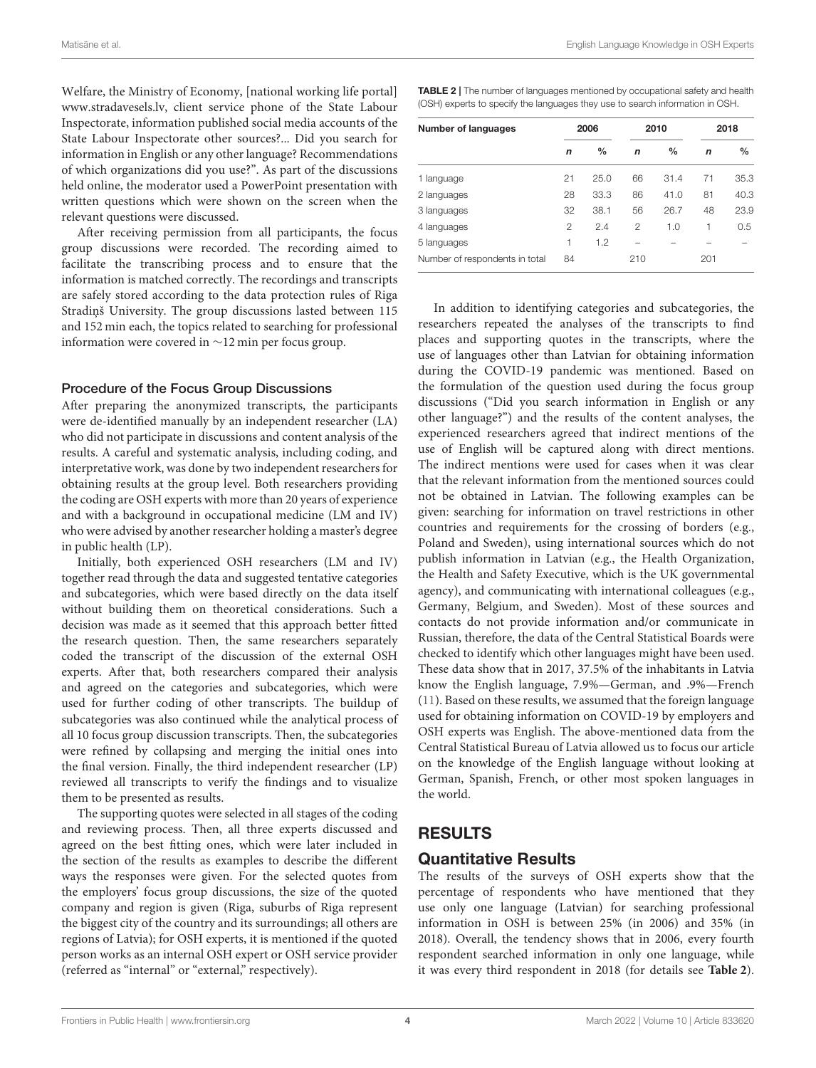Welfare, the Ministry of Economy, [national working life portal] www.stradavesels.lv, client service phone of the State Labour Inspectorate, information published social media accounts of the State Labour Inspectorate other sources?... Did you search for information in English or any other language? Recommendations of which organizations did you use?". As part of the discussions held online, the moderator used a PowerPoint presentation with written questions which were shown on the screen when the relevant questions were discussed.

After receiving permission from all participants, the focus group discussions were recorded. The recording aimed to facilitate the transcribing process and to ensure that the information is matched correctly. The recordings and transcripts are safely stored according to the data protection rules of Riga Stradiņš University. The group discussions lasted between 115 and 152 min each, the topics related to searching for professional information were covered in ∼12 min per focus group.

### Procedure of the Focus Group Discussions

After preparing the anonymized transcripts, the participants were de-identified manually by an independent researcher (LA) who did not participate in discussions and content analysis of the results. A careful and systematic analysis, including coding, and interpretative work, was done by two independent researchers for obtaining results at the group level. Both researchers providing the coding are OSH experts with more than 20 years of experience and with a background in occupational medicine (LM and IV) who were advised by another researcher holding a master's degree in public health (LP).

Initially, both experienced OSH researchers (LM and IV) together read through the data and suggested tentative categories and subcategories, which were based directly on the data itself without building them on theoretical considerations. Such a decision was made as it seemed that this approach better fitted the research question. Then, the same researchers separately coded the transcript of the discussion of the external OSH experts. After that, both researchers compared their analysis and agreed on the categories and subcategories, which were used for further coding of other transcripts. The buildup of subcategories was also continued while the analytical process of all 10 focus group discussion transcripts. Then, the subcategories were refined by collapsing and merging the initial ones into the final version. Finally, the third independent researcher (LP) reviewed all transcripts to verify the findings and to visualize them to be presented as results.

The supporting quotes were selected in all stages of the coding and reviewing process. Then, all three experts discussed and agreed on the best fitting ones, which were later included in the section of the results as examples to describe the different ways the responses were given. For the selected quotes from the employers' focus group discussions, the size of the quoted company and region is given (Riga, suburbs of Riga represent the biggest city of the country and its surroundings; all others are regions of Latvia); for OSH experts, it is mentioned if the quoted person works as an internal OSH expert or OSH service provider (referred as "internal" or "external," respectively).

**TABLE 2** | The number of languages mentioned by occupational safety and health (OSH) experts to specify the languages they use to search information in OSH.

| Number of languages | 2006 | | 2010 | | 2018 | |
|---|---|---|---|---|---|---|
| | *n* | % | *n* | % | *n* | % |
| 1 language | 21 | 25.0 | 66 | 31.4 | 71 | 35.3 |
| 2 languages | 28 | 33.3 | 86 | 41.0 | 81 | 40.3 |
| 3 languages | 32 | 38.1 | 56 | 26.7 | 48 | 23.9 |
| 4 languages | 2 | 2.4 | 2 | 1.0 | 1 | 0.5 |
| 5 languages | 1 | 1.2 | – | – | – | – |
| Number of respondents in total | 84 | | 210 | | 201 | |

In addition to identifying categories and subcategories, the researchers repeated the analyses of the transcripts to find places and supporting quotes in the transcripts, where the use of languages other than Latvian for obtaining information during the COVID-19 pandemic was mentioned. Based on the formulation of the question used during the focus group discussions ("Did you search information in English or any other language?") and the results of the content analyses, the experienced researchers agreed that indirect mentions of the use of English will be captured along with direct mentions. The indirect mentions were used for cases when it was clear that the relevant information from the mentioned sources could not be obtained in Latvian. The following examples can be given: searching for information on travel restrictions in other countries and requirements for the crossing of borders (e.g., Poland and Sweden), using international sources which do not publish information in Latvian (e.g., the Health Organization, the Health and Safety Executive, which is the UK governmental agency), and communicating with international colleagues (e.g., Germany, Belgium, and Sweden). Most of these sources and contacts do not provide information and/or communicate in Russian, therefore, the data of the Central Statistical Boards were checked to identify which other languages might have been used. These data show that in 2017, 37.5% of the inhabitants in Latvia know the English language, 7.9%—German, and .9%—French (11). Based on these results, we assumed that the foreign language used for obtaining information on COVID-19 by employers and OSH experts was English. The above-mentioned data from the Central Statistical Bureau of Latvia allowed us to focus our article on the knowledge of the English language without looking at German, Spanish, French, or other most spoken languages in the world.

## RESULTS

### Quantitative Results

The results of the surveys of OSH experts show that the percentage of respondents who have mentioned that they use only one language (Latvian) for searching professional information in OSH is between 25% (in 2006) and 35% (in 2018). Overall, the tendency shows that in 2006, every fourth respondent searched information in only one language, while it was every third respondent in 2018 (for details see **Table 2**).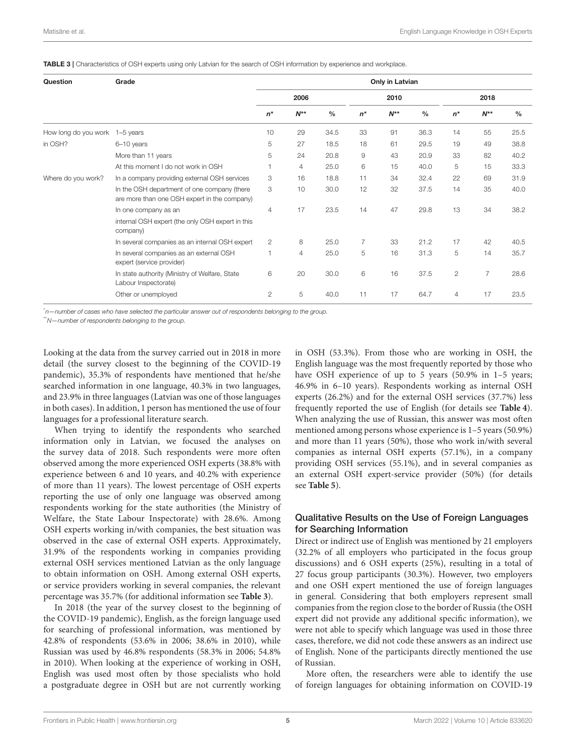**TABLE 3 |** Characteristics of OSH experts using only Latvian for the search of OSH information by experience and workplace.

| Question | Grade | Only in Latvian | | | | | | | | |
|---|---|---|---|---|---|---|---|---|---|---|
| | | 2006 | | | 2010 | | | 2018 | | |
| | | *n** | *N*** | % | *n** | *N*** | % | *n** | *N*** | % |
| How long do you work in OSH? | 1–5 years | 10 | 29 | 34.5 | 33 | 91 | 36.3 | 14 | 55 | 25.5 |
| | 6–10 years | 5 | 27 | 18.5 | 18 | 61 | 29.5 | 19 | 49 | 38.8 |
| | More than 11 years | 5 | 24 | 20.8 | 9 | 43 | 20.9 | 33 | 82 | 40.2 |
| | At this moment I do not work in OSH | 1 | 4 | 25.0 | 6 | 15 | 40.0 | 5 | 15 | 33.3 |
| Where do you work? | In a company providing external OSH services | 3 | 16 | 18.8 | 11 | 34 | 32.4 | 22 | 69 | 31.9 |
| | In the OSH department of one company (there are more than one OSH expert in the company) | 3 | 10 | 30.0 | 12 | 32 | 37.5 | 14 | 35 | 40.0 |
| | In one company as an internal OSH expert (the only OSH expert in this company) | 4 | 17 | 23.5 | 14 | 47 | 29.8 | 13 | 34 | 38.2 |
| | In several companies as an internal OSH expert | 2 | 8 | 25.0 | 7 | 33 | 21.2 | 17 | 42 | 40.5 |
| | In several companies as an external OSH expert (service provider) | 1 | 4 | 25.0 | 5 | 16 | 31.3 | 5 | 14 | 35.7 |
| | In state authority (Ministry of Welfare, State Labour Inspectorate) | 6 | 20 | 30.0 | 6 | 16 | 37.5 | 2 | 7 | 28.6 |
| | Other or unemployed | 2 | 5 | 40.0 | 11 | 17 | 64.7 | 4 | 17 | 23.5 |

*\*n—number of cases who have selected the particular answer out of respondents belonging to the group.*

*\*\*N—number of respondents belonging to the group.*

Looking at the data from the survey carried out in 2018 in more detail (the survey closest to the beginning of the COVID-19 pandemic), 35.3% of respondents have mentioned that he/she searched information in one language, 40.3% in two languages, and 23.9% in three languages (Latvian was one of those languages in both cases). In addition, 1 person has mentioned the use of four languages for a professional literature search.

When trying to identify the respondents who searched information only in Latvian, we focused the analyses on the survey data of 2018. Such respondents were more often observed among the more experienced OSH experts (38.8% with experience between 6 and 10 years, and 40.2% with experience of more than 11 years). The lowest percentage of OSH experts reporting the use of only one language was observed among respondents working for the state authorities (the Ministry of Welfare, the State Labour Inspectorate) with 28.6%. Among OSH experts working in/with companies, the best situation was observed in the case of external OSH experts. Approximately, 31.9% of the respondents working in companies providing external OSH services mentioned Latvian as the only language to obtain information on OSH. Among external OSH experts, or service providers working in several companies, the relevant percentage was 35.7% (for additional information see **Table 3**).

In 2018 (the year of the survey closest to the beginning of the COVID-19 pandemic), English, as the foreign language used for searching of professional information, was mentioned by 42.8% of respondents (53.6% in 2006; 38.6% in 2010), while Russian was used by 46.8% respondents (58.3% in 2006; 54.8% in 2010). When looking at the experience of working in OSH, English was used most often by those specialists who hold a postgraduate degree in OSH but are not currently working in OSH (53.3%). From those who are working in OSH, the English language was the most frequently reported by those who have OSH experience of up to 5 years (50.9% in 1–5 years; 46.9% in 6–10 years). Respondents working as internal OSH experts (26.2%) and for the external OSH services (37.7%) less frequently reported the use of English (for details see **Table 4**). When analyzing the use of Russian, this answer was most often mentioned among persons whose experience is 1–5 years (50.9%) and more than 11 years (50%), those who work in/with several companies as internal OSH experts (57.1%), in a company providing OSH services (55.1%), and in several companies as an external OSH expert-service provider (50%) (for details see **Table 5**).

## Qualitative Results on the Use of Foreign Languages for Searching Information

Direct or indirect use of English was mentioned by 21 employers (32.2% of all employers who participated in the focus group discussions) and 6 OSH experts (25%), resulting in a total of 27 focus group participants (30.3%). However, two employers and one OSH expert mentioned the use of foreign languages in general. Considering that both employers represent small companies from the region close to the border of Russia (the OSH expert did not provide any additional specific information), we were not able to specify which language was used in those three cases, therefore, we did not code these answers as an indirect use of English. None of the participants directly mentioned the use of Russian.

More often, the researchers were able to identify the use of foreign languages for obtaining information on COVID-19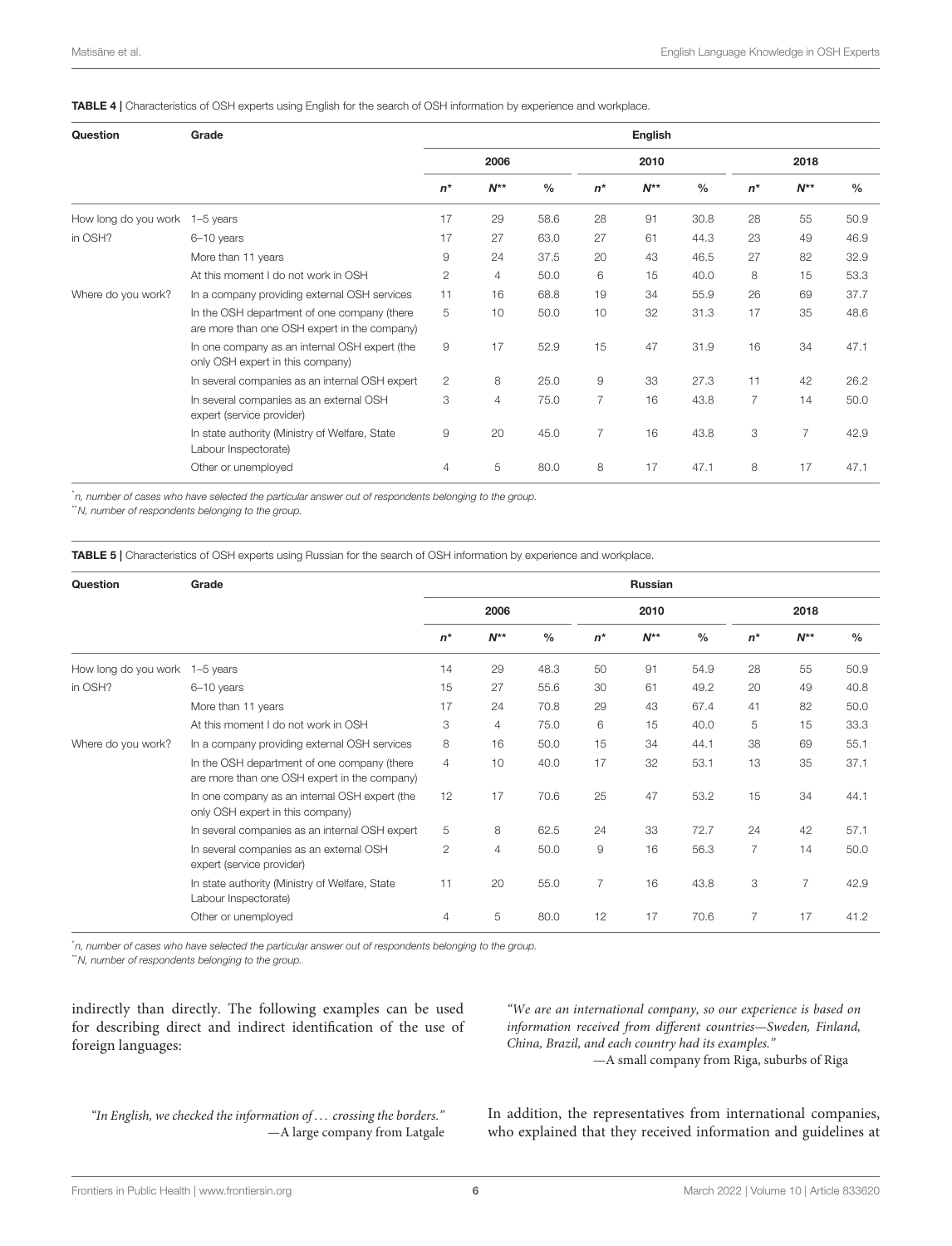**TABLE 4 |** Characteristics of OSH experts using English for the search of OSH information by experience and workplace.

| Question | Grade | English | | | | | | | | |
|---|---|---|---|---|---|---|---|---|---|---|
| | | 2006 | | | 2010 | | | 2018 | | |
| | | n* | N** | % | n* | N** | % | n* | N** | % |
| How long do you work in OSH? | 1–5 years | 17 | 29 | 58.6 | 28 | 91 | 30.8 | 28 | 55 | 50.9 |
| | 6–10 years | 17 | 27 | 63.0 | 27 | 61 | 44.3 | 23 | 49 | 46.9 |
| | More than 11 years | 9 | 24 | 37.5 | 20 | 43 | 46.5 | 27 | 82 | 32.9 |
| | At this moment I do not work in OSH | 2 | 4 | 50.0 | 6 | 15 | 40.0 | 8 | 15 | 53.3 |
| Where do you work? | In a company providing external OSH services | 11 | 16 | 68.8 | 19 | 34 | 55.9 | 26 | 69 | 37.7 |
| | In the OSH department of one company (there are more than one OSH expert in the company) | 5 | 10 | 50.0 | 10 | 32 | 31.3 | 17 | 35 | 48.6 |
| | In one company as an internal OSH expert (the only OSH expert in this company) | 9 | 17 | 52.9 | 15 | 47 | 31.9 | 16 | 34 | 47.1 |
| | In several companies as an internal OSH expert | 2 | 8 | 25.0 | 9 | 33 | 27.3 | 11 | 42 | 26.2 |
| | In several companies as an external OSH expert (service provider) | 3 | 4 | 75.0 | 7 | 16 | 43.8 | 7 | 14 | 50.0 |
| | In state authority (Ministry of Welfare, State Labour Inspectorate) | 9 | 20 | 45.0 | 7 | 16 | 43.8 | 3 | 7 | 42.9 |
| | Other or unemployed | 4 | 5 | 80.0 | 8 | 17 | 47.1 | 8 | 17 | 47.1 |

*n, number of cases who have selected the particular answer out of respondents belonging to the group.
**N, number of respondents belonging to the group.

**TABLE 5 |** Characteristics of OSH experts using Russian for the search of OSH information by experience and workplace.

| Question | Grade | Russian | | | | | | | | |
|---|---|---|---|---|---|---|---|---|---|---|
| | | 2006 | | | 2010 | | | 2018 | | |
| | | n* | N** | % | n* | N** | % | n* | N** | % |
| How long do you work in OSH? | 1–5 years | 14 | 29 | 48.3 | 50 | 91 | 54.9 | 28 | 55 | 50.9 |
| | 6–10 years | 15 | 27 | 55.6 | 30 | 61 | 49.2 | 20 | 49 | 40.8 |
| | More than 11 years | 17 | 24 | 70.8 | 29 | 43 | 67.4 | 41 | 82 | 50.0 |
| | At this moment I do not work in OSH | 3 | 4 | 75.0 | 6 | 15 | 40.0 | 5 | 15 | 33.3 |
| Where do you work? | In a company providing external OSH services | 8 | 16 | 50.0 | 15 | 34 | 44.1 | 38 | 69 | 55.1 |
| | In the OSH department of one company (there are more than one OSH expert in the company) | 4 | 10 | 40.0 | 17 | 32 | 53.1 | 13 | 35 | 37.1 |
| | In one company as an internal OSH expert (the only OSH expert in this company) | 12 | 17 | 70.6 | 25 | 47 | 53.2 | 15 | 34 | 44.1 |
| | In several companies as an internal OSH expert | 5 | 8 | 62.5 | 24 | 33 | 72.7 | 24 | 42 | 57.1 |
| | In several companies as an external OSH expert (service provider) | 2 | 4 | 50.0 | 9 | 16 | 56.3 | 7 | 14 | 50.0 |
| | In state authority (Ministry of Welfare, State Labour Inspectorate) | 11 | 20 | 55.0 | 7 | 16 | 43.8 | 3 | 7 | 42.9 |
| | Other or unemployed | 4 | 5 | 80.0 | 12 | 17 | 70.6 | 7 | 17 | 41.2 |

*n, number of cases who have selected the particular answer out of respondents belonging to the group.
**N, number of respondents belonging to the group.

indirectly than directly. The following examples can be used for describing direct and indirect identification of the use of foreign languages:

> *"In English, we checked the information of … crossing the borders."*
> —A large company from Latgale

> *"We are an international company, so our experience is based on information received from different countries—Sweden, Finland, China, Brazil, and each country had its examples."*
> —A small company from Riga, suburbs of Riga

In addition, the representatives from international companies, who explained that they received information and guidelines at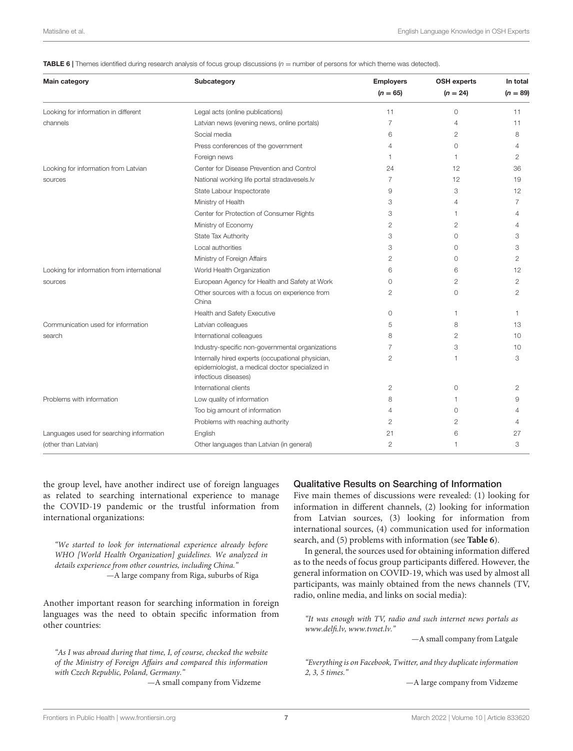**TABLE 6 |** Themes identified during research analysis of focus group discussions ($n$ = number of persons for which theme was detected).

| Main category | Subcategory | Employers ($n = 65$) | OSH experts ($n = 24$) | In total ($n = 89$) |
|---|---|---|---|---|
| Looking for information in different channels | Legal acts (online publications) | 11 | 0 | 11 |
| | Latvian news (evening news, online portals) | 7 | 4 | 11 |
| | Social media | 6 | 2 | 8 |
| | Press conferences of the government | 4 | 0 | 4 |
| | Foreign news | 1 | 1 | 2 |
| Looking for information from Latvian sources | Center for Disease Prevention and Control | 24 | 12 | 36 |
| | National working life portal stradavesels.lv | 7 | 12 | 19 |
| | State Labour Inspectorate | 9 | 3 | 12 |
| | Ministry of Health | 3 | 4 | 7 |
| | Center for Protection of Consumer Rights | 3 | 1 | 4 |
| | Ministry of Economy | 2 | 2 | 4 |
| | State Tax Authority | 3 | 0 | 3 |
| | Local authorities | 3 | 0 | 3 |
| | Ministry of Foreign Affairs | 2 | 0 | 2 |
| Looking for information from international sources | World Health Organization | 6 | 6 | 12 |
| | European Agency for Health and Safety at Work | 0 | 2 | 2 |
| | Other sources with a focus on experience from China | 2 | 0 | 2 |
| | Health and Safety Executive | 0 | 1 | 1 |
| Communication used for information search | Latvian colleagues | 5 | 8 | 13 |
| | International colleagues | 8 | 2 | 10 |
| | Industry-specific non-governmental organizations | 7 | 3 | 10 |
| | Internally hired experts (occupational physician, epidemiologist, a medical doctor specialized in infectious diseases) | 2 | 1 | 3 |
| | International clients | 2 | 0 | 2 |
| Problems with information | Low quality of information | 8 | 1 | 9 |
| | Too big amount of information | 4 | 0 | 4 |
| | Problems with reaching authority | 2 | 2 | 4 |
| Languages used for searching information (other than Latvian) | English | 21 | 6 | 27 |
| | Other languages than Latvian (in general) | 2 | 1 | 3 |

the group level, have another indirect use of foreign languages as related to searching international experience to manage the COVID-19 pandemic or the trustful information from international organizations:

> *"We started to look for international experience already before WHO [World Health Organization] guidelines. We analyzed in details experience from other countries, including China."*
>
> —A large company from Riga, suburbs of Riga

Another important reason for searching information in foreign languages was the need to obtain specific information from other countries:

> *"As I was abroad during that time, I, of course, checked the website of the Ministry of Foreign Affairs and compared this information with Czech Republic, Poland, Germany."*
>
> —A small company from Vidzeme

### Qualitative Results on Searching of Information

Five main themes of discussions were revealed: (1) looking for information in different channels, (2) looking for information from Latvian sources, (3) looking for information from international sources, (4) communication used for information search, and (5) problems with information (see **Table 6**).

In general, the sources used for obtaining information differed as to the needs of focus group participants differed. However, the general information on COVID-19, which was used by almost all participants, was mainly obtained from the news channels (TV, radio, online media, and links on social media):

> *"It was enough with TV, radio and such internet news portals as www.delfi.lv, www.tvnet.lv."*
>
> —A small company from Latgale

> *"Everything is on Facebook, Twitter, and they duplicate information 2, 3, 5 times."*
>
> —A large company from Vidzeme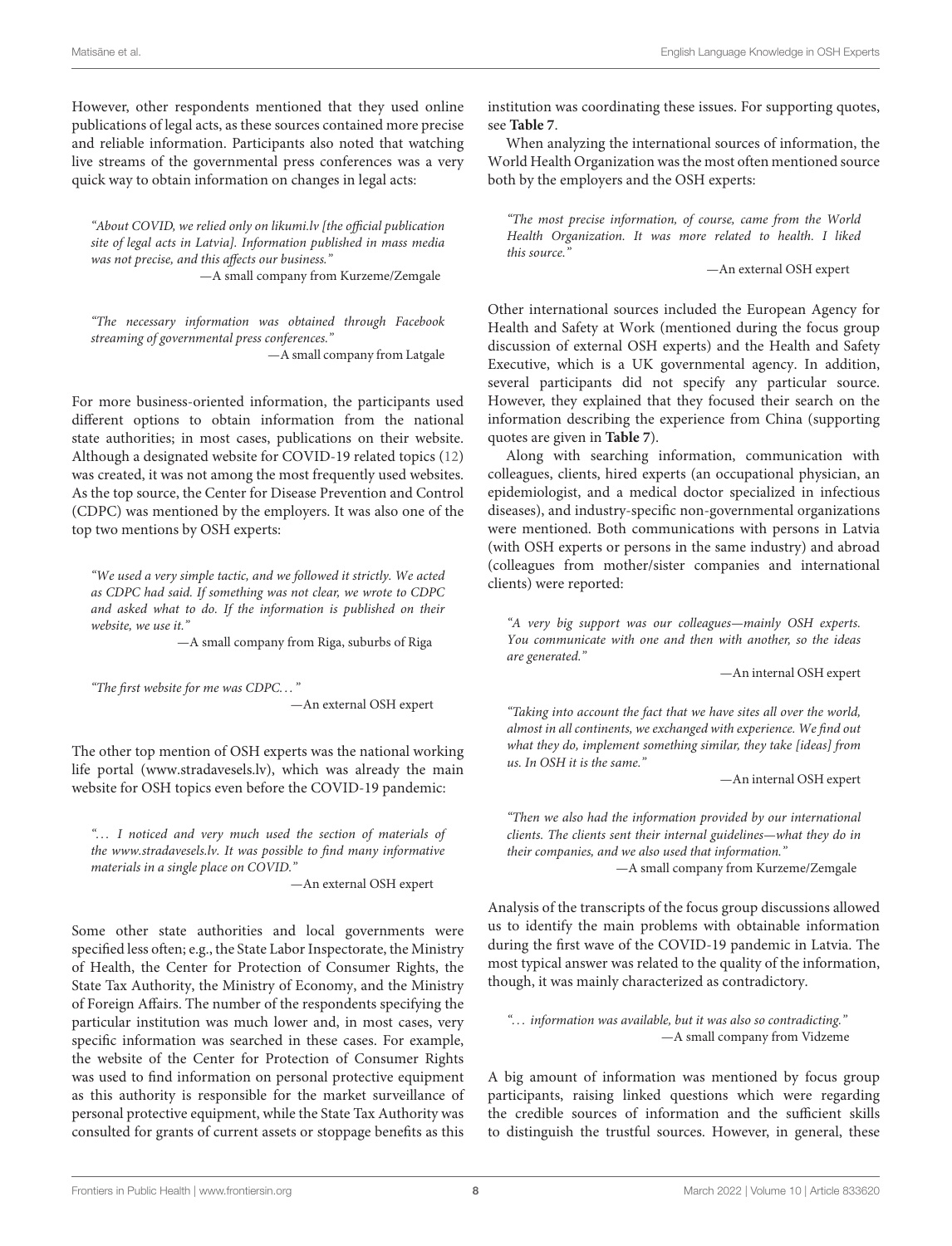However, other respondents mentioned that they used online publications of legal acts, as these sources contained more precise and reliable information. Participants also noted that watching live streams of the governmental press conferences was a very quick way to obtain information on changes in legal acts:

> *"About COVID, we relied only on likumi.lv [the official publication site of legal acts in Latvia]. Information published in mass media was not precise, and this affects our business."*
>
> —A small company from Kurzeme/Zemgale

> *"The necessary information was obtained through Facebook streaming of governmental press conferences."*
>
> —A small company from Latgale

For more business-oriented information, the participants used different options to obtain information from the national state authorities; in most cases, publications on their website. Although a designated website for COVID-19 related topics (12) was created, it was not among the most frequently used websites. As the top source, the Center for Disease Prevention and Control (CDPC) was mentioned by the employers. It was also one of the top two mentions by OSH experts:

> *"We used a very simple tactic, and we followed it strictly. We acted as CDPC had said. If something was not clear, we wrote to CDPC and asked what to do. If the information is published on their website, we use it."*
>
> —A small company from Riga, suburbs of Riga

> *"The first website for me was CDPC..."*
>
> —An external OSH expert

The other top mention of OSH experts was the national working life portal (www.stradavesels.lv), which was already the main website for OSH topics even before the COVID-19 pandemic:

> *"... I noticed and very much used the section of materials of the www.stradavesels.lv. It was possible to find many informative materials in a single place on COVID."*
>
> —An external OSH expert

Some other state authorities and local governments were specified less often; e.g., the State Labor Inspectorate, the Ministry of Health, the Center for Protection of Consumer Rights, the State Tax Authority, the Ministry of Economy, and the Ministry of Foreign Affairs. The number of the respondents specifying the particular institution was much lower and, in most cases, very specific information was searched in these cases. For example, the website of the Center for Protection of Consumer Rights was used to find information on personal protective equipment as this authority is responsible for the market surveillance of personal protective equipment, while the State Tax Authority was consulted for grants of current assets or stoppage benefits as this institution was coordinating these issues. For supporting quotes, see **Table 7**.

When analyzing the international sources of information, the World Health Organization was the most often mentioned source both by the employers and the OSH experts:

> *"The most precise information, of course, came from the World Health Organization. It was more related to health. I liked this source."*
>
> —An external OSH expert

Other international sources included the European Agency for Health and Safety at Work (mentioned during the focus group discussion of external OSH experts) and the Health and Safety Executive, which is a UK governmental agency. In addition, several participants did not specify any particular source. However, they explained that they focused their search on the information describing the experience from China (supporting quotes are given in **Table 7**).

Along with searching information, communication with colleagues, clients, hired experts (an occupational physician, an epidemiologist, and a medical doctor specialized in infectious diseases), and industry-specific non-governmental organizations were mentioned. Both communications with persons in Latvia (with OSH experts or persons in the same industry) and abroad (colleagues from mother/sister companies and international clients) were reported:

> *"A very big support was our colleagues—mainly OSH experts. You communicate with one and then with another, so the ideas are generated."*
>
> —An internal OSH expert

> *"Taking into account the fact that we have sites all over the world, almost in all continents, we exchanged with experience. We find out what they do, implement something similar, they take [ideas] from us. In OSH it is the same."*
>
> —An internal OSH expert

> *"Then we also had the information provided by our international clients. The clients sent their internal guidelines—what they do in their companies, and we also used that information."*
>
> —A small company from Kurzeme/Zemgale

Analysis of the transcripts of the focus group discussions allowed us to identify the main problems with obtainable information during the first wave of the COVID-19 pandemic in Latvia. The most typical answer was related to the quality of the information, though, it was mainly characterized as contradictory.

> *"... information was available, but it was also so contradicting."*
>
> —A small company from Vidzeme

A big amount of information was mentioned by focus group participants, raising linked questions which were regarding the credible sources of information and the sufficient skills to distinguish the trustful sources. However, in general, these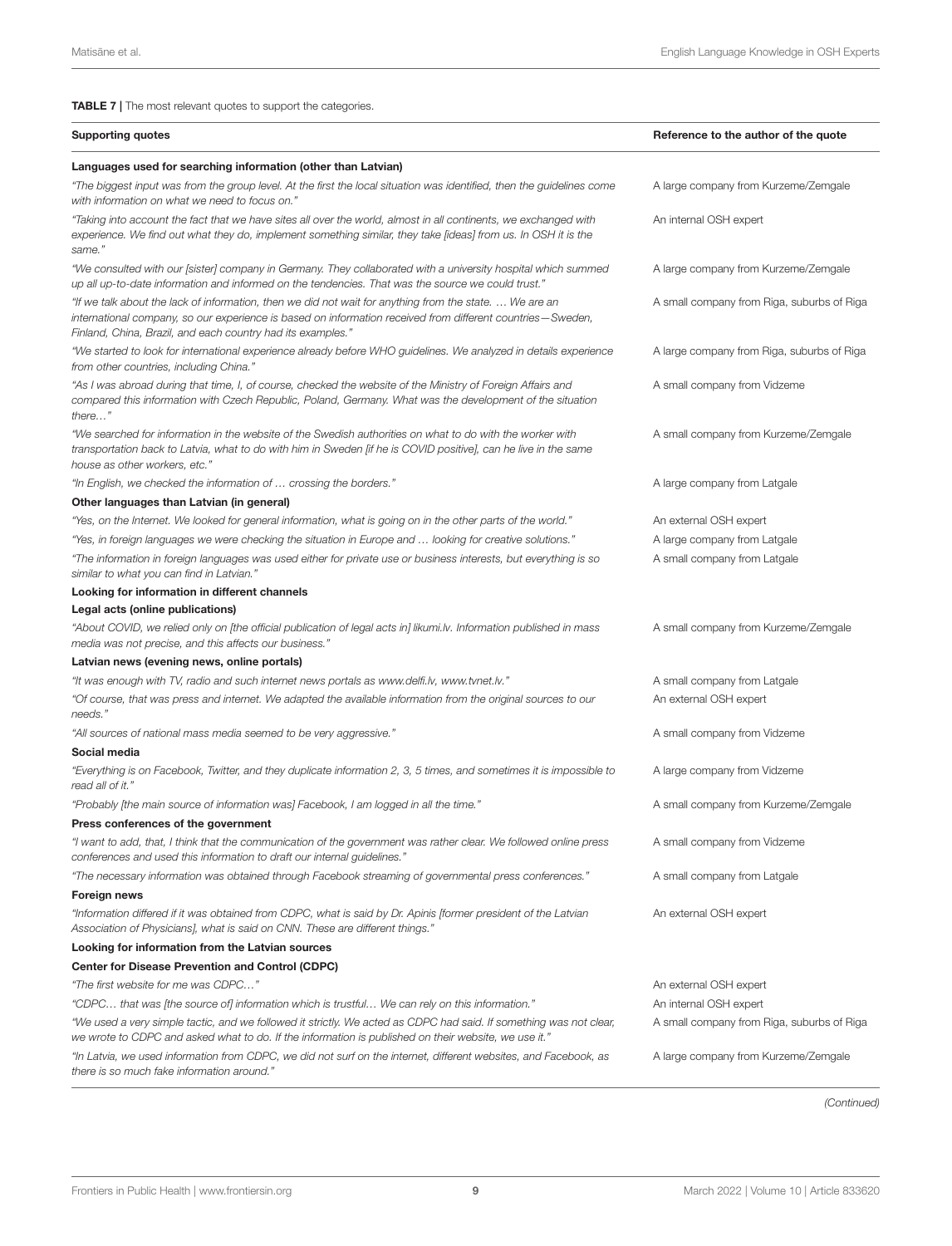**TABLE 7 |** The most relevant quotes to support the categories.

| Supporting quotes | Reference to the author of the quote |
|---|---|
| **Languages used for searching information (other than Latvian)** | |
| *"The biggest input was from the group level. At the first the local situation was identified, then the guidelines come with information on what we need to focus on."* | A large company from Kurzeme/Zemgale |
| *"Taking into account the fact that we have sites all over the world, almost in all continents, we exchanged with experience. We find out what they do, implement something similar, they take [ideas] from us. In OSH it is the same."* | An internal OSH expert |
| *"We consulted with our [sister] company in Germany. They collaborated with a university hospital which summed up all up-to-date information and informed on the tendencies. That was the source we could trust."* | A large company from Kurzeme/Zemgale |
| *"If we talk about the lack of information, then we did not wait for anything from the state. … We are an international company, so our experience is based on information received from different countries—Sweden, Finland, China, Brazil, and each country had its examples."* | A small company from Riga, suburbs of Riga |
| *"We started to look for international experience already before WHO guidelines. We analyzed in details experience from other countries, including China."* | A large company from Riga, suburbs of Riga |
| *"As I was abroad during that time, I, of course, checked the website of the Ministry of Foreign Affairs and compared this information with Czech Republic, Poland, Germany. What was the development of the situation there…"* | A small company from Vidzeme |
| *"We searched for information in the website of the Swedish authorities on what to do with the worker with transportation back to Latvia, what to do with him in Sweden [if he is COVID positive], can he live in the same house as other workers, etc."* | A small company from Kurzeme/Zemgale |
| *"In English, we checked the information of … crossing the borders."* | A large company from Latgale |
| **Other languages than Latvian (in general)** | |
| *"Yes, on the Internet. We looked for general information, what is going on in the other parts of the world."* | An external OSH expert |
| *"Yes, in foreign languages we were checking the situation in Europe and … looking for creative solutions."* | A large company from Latgale |
| *"The information in foreign languages was used either for private use or business interests, but everything is so similar to what you can find in Latvian."* | A small company from Latgale |
| **Looking for information in different channels** | |
| **Legal acts (online publications)** | |
| *"About COVID, we relied only on [the official publication of legal acts in] likumi.lv. Information published in mass media was not precise, and this affects our business."* | A small company from Kurzeme/Zemgale |
| **Latvian news (evening news, online portals)** | |
| *"It was enough with TV, radio and such internet news portals as www.delfi.lv, www.tvnet.lv."* | A small company from Latgale |
| *"Of course, that was press and internet. We adapted the available information from the original sources to our needs."* | An external OSH expert |
| *"All sources of national mass media seemed to be very aggressive."* | A small company from Vidzeme |
| **Social media** | |
| *"Everything is on Facebook, Twitter, and they duplicate information 2, 3, 5 times, and sometimes it is impossible to read all of it."* | A large company from Vidzeme |
| *"Probably [the main source of information was] Facebook, I am logged in all the time."* | A small company from Kurzeme/Zemgale |
| **Press conferences of the government** | |
| *"I want to add, that, I think that the communication of the government was rather clear. We followed online press conferences and used this information to draft our internal guidelines."* | A small company from Vidzeme |
| *"The necessary information was obtained through Facebook streaming of governmental press conferences."* | A small company from Latgale |
| **Foreign news** | |
| *"Information differed if it was obtained from CDPC, what is said by Dr. Apinis [former president of the Latvian Association of Physicians], what is said on CNN. These are different things."* | An external OSH expert |
| **Looking for information from the Latvian sources** | |
| **Center for Disease Prevention and Control (CDPC)** | |
| *"The first website for me was CDPC…"* | An external OSH expert |
| *"CDPC… that was [the source of] information which is trustful… We can rely on this information."* | An internal OSH expert |
| *"We used a very simple tactic, and we followed it strictly. We acted as CDPC had said. If something was not clear, we wrote to CDPC and asked what to do. If the information is published on their website, we use it."* | A small company from Riga, suburbs of Riga |
| *"In Latvia, we used information from CDPC, we did not surf on the internet, different websites, and Facebook, as there is so much fake information around."* | A large company from Kurzeme/Zemgale |

*(Continued)*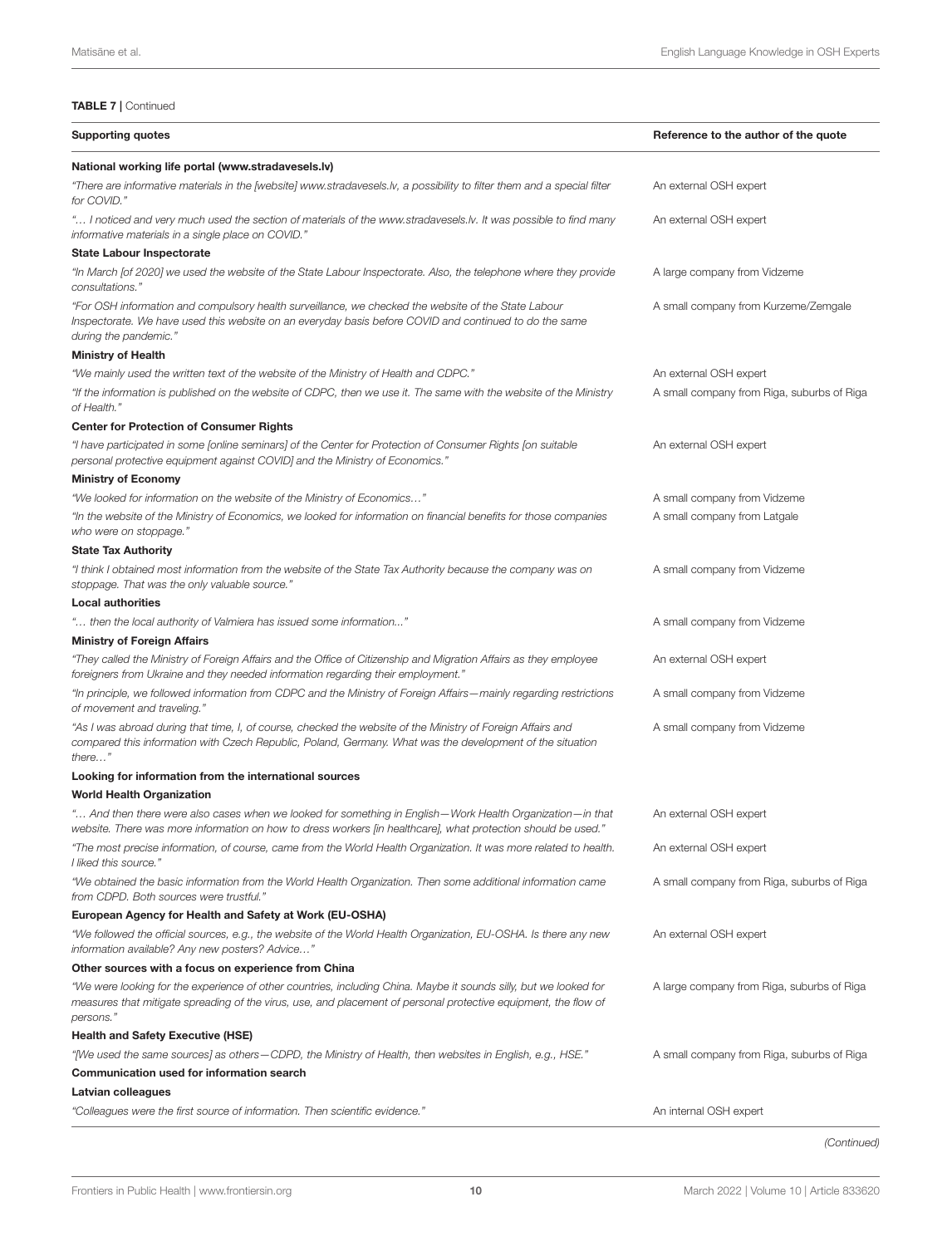**TABLE 7 | Continued**

| Supporting quotes | Reference to the author of the quote |
|---|---|
| **National working life portal (www.stradavesels.lv)** | |
| *"There are informative materials in the [website] www.stradavesels.lv, a possibility to filter them and a special filter for COVID."* | An external OSH expert |
| *"… I noticed and very much used the section of materials of the www.stradavesels.lv. It was possible to find many informative materials in a single place on COVID."* | An external OSH expert |
| **State Labour Inspectorate** | |
| *"In March [of 2020] we used the website of the State Labour Inspectorate. Also, the telephone where they provide consultations."* | A large company from Vidzeme |
| *"For OSH information and compulsory health surveillance, we checked the website of the State Labour Inspectorate. We have used this website on an everyday basis before COVID and continued to do the same during the pandemic."* | A small company from Kurzeme/Zemgale |
| **Ministry of Health** | |
| *"We mainly used the written text of the website of the Ministry of Health and CDPC."* | An external OSH expert |
| *"If the information is published on the website of CDPC, then we use it. The same with the website of the Ministry of Health."* | A small company from Riga, suburbs of Riga |
| **Center for Protection of Consumer Rights** | |
| *"I have participated in some [online seminars] of the Center for Protection of Consumer Rights [on suitable personal protective equipment against COVID] and the Ministry of Economics."* | An external OSH expert |
| **Ministry of Economy** | |
| *"We looked for information on the website of the Ministry of Economics…"* | A small company from Vidzeme |
| *"In the website of the Ministry of Economics, we looked for information on financial benefits for those companies who were on stoppage."* | A small company from Latgale |
| **State Tax Authority** | |
| *"I think I obtained most information from the website of the State Tax Authority because the company was on stoppage. That was the only valuable source."* | A small company from Vidzeme |
| **Local authorities** | |
| *"… then the local authority of Valmiera has issued some information..."* | A small company from Vidzeme |
| **Ministry of Foreign Affairs** | |
| *"They called the Ministry of Foreign Affairs and the Office of Citizenship and Migration Affairs as they employee foreigners from Ukraine and they needed information regarding their employment."* | An external OSH expert |
| *"In principle, we followed information from CDPC and the Ministry of Foreign Affairs—mainly regarding restrictions of movement and traveling."* | A small company from Vidzeme |
| *"As I was abroad during that time, I, of course, checked the website of the Ministry of Foreign Affairs and compared this information with Czech Republic, Poland, Germany. What was the development of the situation there…"* | A small company from Vidzeme |
| **Looking for information from the international sources** | |
| **World Health Organization** | |
| *"… And then there were also cases when we looked for something in English—Work Health Organization—in that website. There was more information on how to dress workers [in healthcare], what protection should be used."* | An external OSH expert |
| *"The most precise information, of course, came from the World Health Organization. It was more related to health. I liked this source."* | An external OSH expert |
| *"We obtained the basic information from the World Health Organization. Then some additional information came from CDPD. Both sources were trustful."* | A small company from Riga, suburbs of Riga |
| **European Agency for Health and Safety at Work (EU-OSHA)** | |
| *"We followed the official sources, e.g., the website of the World Health Organization, EU-OSHA. Is there any new information available? Any new posters? Advice…"* | An external OSH expert |
| **Other sources with a focus on experience from China** | |
| *"We were looking for the experience of other countries, including China. Maybe it sounds silly, but we looked for measures that mitigate spreading of the virus, use, and placement of personal protective equipment, the flow of persons."* | A large company from Riga, suburbs of Riga |
| **Health and Safety Executive (HSE)** | |
| *"[We used the same sources] as others—CDPD, the Ministry of Health, then websites in English, e.g., HSE."* | A small company from Riga, suburbs of Riga |
| **Communication used for information search** | |
| **Latvian colleagues** | |
| *"Colleagues were the first source of information. Then scientific evidence."* | An internal OSH expert |

*(Continued)*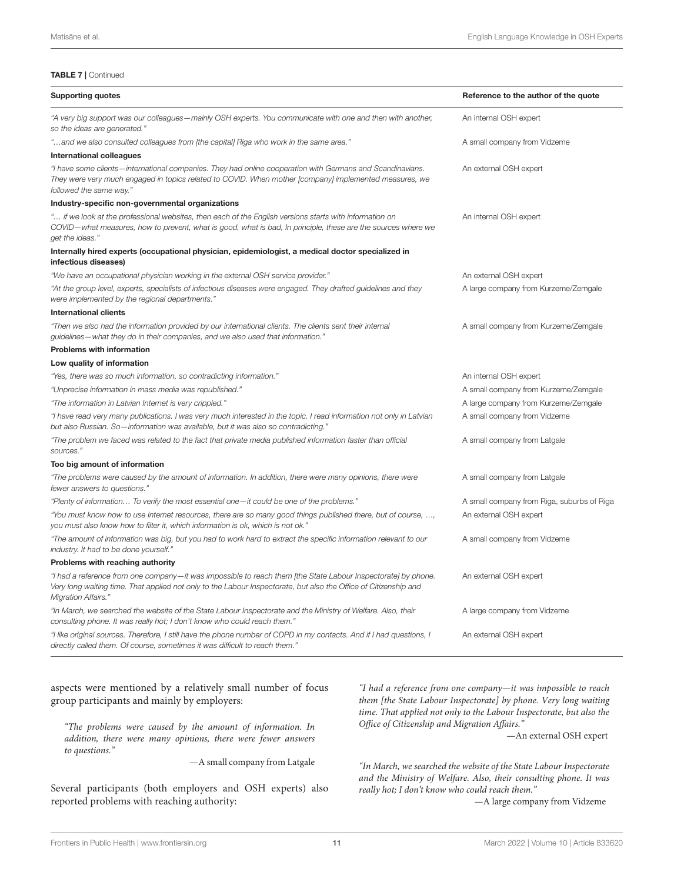**TABLE 7 |** Continued

| Supporting quotes | Reference to the author of the quote |
|---|---|
| *"A very big support was our colleagues—mainly OSH experts. You communicate with one and then with another, so the ideas are generated."* | An internal OSH expert |
| *"…and we also consulted colleagues from [the capital] Riga who work in the same area."* | A small company from Vidzeme |
| **International colleagues** | |
| *"I have some clients—international companies. They had online cooperation with Germans and Scandinavians. They were very much engaged in topics related to COVID. When mother [company] implemented measures, we followed the same way."* | An external OSH expert |
| **Industry-specific non-governmental organizations** | |
| *"… if we look at the professional websites, then each of the English versions starts with information on COVID—what measures, how to prevent, what is good, what is bad, In principle, these are the sources where we get the ideas."* | An internal OSH expert |
| **Internally hired experts (occupational physician, epidemiologist, a medical doctor specialized in infectious diseases)** | |
| *"We have an occupational physician working in the external OSH service provider."* | An external OSH expert |
| *"At the group level, experts, specialists of infectious diseases were engaged. They drafted guidelines and they were implemented by the regional departments."* | A large company from Kurzeme/Zemgale |
| **International clients** | |
| *"Then we also had the information provided by our international clients. The clients sent their internal guidelines—what they do in their companies, and we also used that information."* | A small company from Kurzeme/Zemgale |
| **Problems with information** | |
| **Low quality of information** | |
| *"Yes, there was so much information, so contradicting information."* | An internal OSH expert |
| *"Unprecise information in mass media was republished."* | A small company from Kurzeme/Zemgale |
| *"The information in Latvian Internet is very crippled."* | A large company from Kurzeme/Zemgale |
| *"I have read very many publications. I was very much interested in the topic. I read information not only in Latvian but also Russian. So—information was available, but it was also so contradicting."* | A small company from Vidzeme |
| *"The problem we faced was related to the fact that private media published information faster than official sources."* | A small company from Latgale |
| **Too big amount of information** | |
| *"The problems were caused by the amount of information. In addition, there were many opinions, there were fewer answers to questions."* | A small company from Latgale |
| *"Plenty of information… To verify the most essential one—it could be one of the problems."* | A small company from Riga, suburbs of Riga |
| *"You must know how to use Internet resources, there are so many good things published there, but of course, …, you must also know how to filter it, which information is ok, which is not ok."* | An external OSH expert |
| *"The amount of information was big, but you had to work hard to extract the specific information relevant to our industry. It had to be done yourself."* | A small company from Vidzeme |
| **Problems with reaching authority** | |
| *"I had a reference from one company—it was impossible to reach them [the State Labour Inspectorate] by phone. Very long waiting time. That applied not only to the Labour Inspectorate, but also the Office of Citizenship and Migration Affairs."* | An external OSH expert |
| *"In March, we searched the website of the State Labour Inspectorate and the Ministry of Welfare. Also, their consulting phone. It was really hot; I don't know who could reach them."* | A large company from Vidzeme |
| *"I like original sources. Therefore, I still have the phone number of CDPD in my contacts. And if I had questions, I directly called them. Of course, sometimes it was difficult to reach them."* | An external OSH expert |

aspects were mentioned by a relatively small number of focus group participants and mainly by employers:

> *"The problems were caused by the amount of information. In addition, there were many opinions, there were fewer answers to questions."*
>
> —A small company from Latgale

Several participants (both employers and OSH experts) also reported problems with reaching authority:

> *"I had a reference from one company—it was impossible to reach them [the State Labour Inspectorate] by phone. Very long waiting time. That applied not only to the Labour Inspectorate, but also the Office of Citizenship and Migration Affairs."*
>
> —An external OSH expert

> *"In March, we searched the website of the State Labour Inspectorate and the Ministry of Welfare. Also, their consulting phone. It was really hot; I don't know who could reach them."*
>
> —A large company from Vidzeme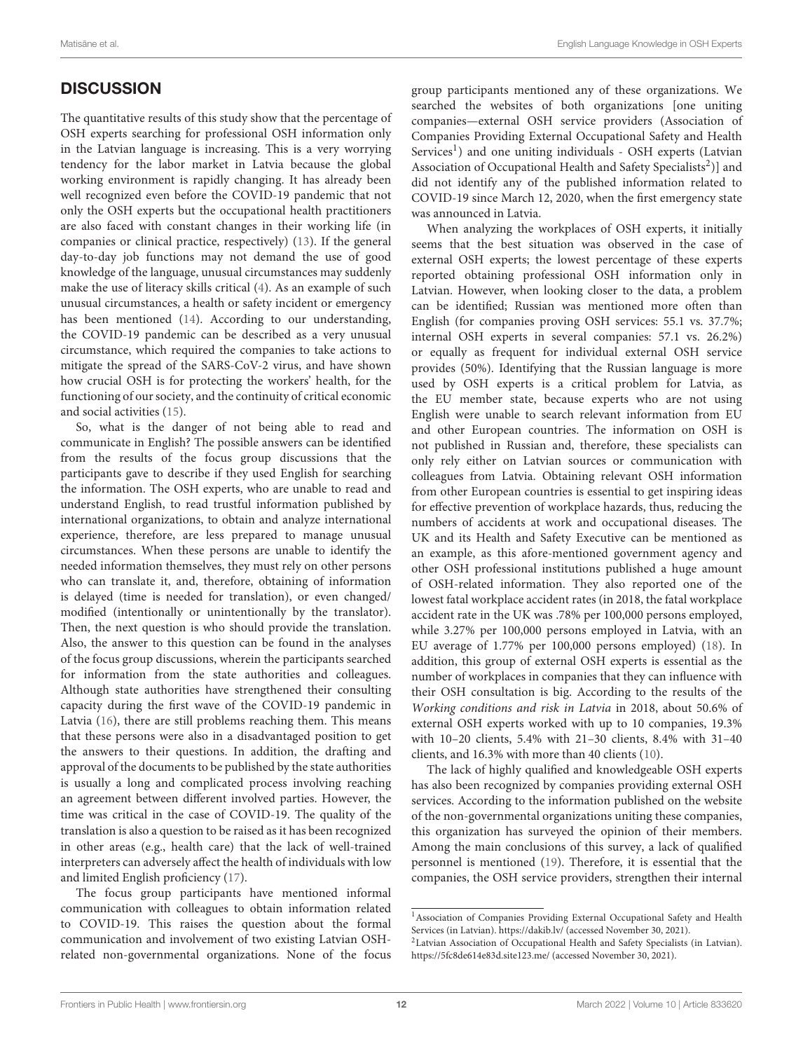## DISCUSSION

The quantitative results of this study show that the percentage of OSH experts searching for professional OSH information only in the Latvian language is increasing. This is a very worrying tendency for the labor market in Latvia because the global working environment is rapidly changing. It has already been well recognized even before the COVID-19 pandemic that not only the OSH experts but the occupational health practitioners are also faced with constant changes in their working life (in companies or clinical practice, respectively) (13). If the general day-to-day job functions may not demand the use of good knowledge of the language, unusual circumstances may suddenly make the use of literacy skills critical (4). As an example of such unusual circumstances, a health or safety incident or emergency has been mentioned (14). According to our understanding, the COVID-19 pandemic can be described as a very unusual circumstance, which required the companies to take actions to mitigate the spread of the SARS-CoV-2 virus, and have shown how crucial OSH is for protecting the workers' health, for the functioning of our society, and the continuity of critical economic and social activities (15).

So, what is the danger of not being able to read and communicate in English? The possible answers can be identified from the results of the focus group discussions that the participants gave to describe if they used English for searching the information. The OSH experts, who are unable to read and understand English, to read trustful information published by international organizations, to obtain and analyze international experience, therefore, are less prepared to manage unusual circumstances. When these persons are unable to identify the needed information themselves, they must rely on other persons who can translate it, and, therefore, obtaining of information is delayed (time is needed for translation), or even changed/modified (intentionally or unintentionally by the translator). Then, the next question is who should provide the translation. Also, the answer to this question can be found in the analyses of the focus group discussions, wherein the participants searched for information from the state authorities and colleagues. Although state authorities have strengthened their consulting capacity during the first wave of the COVID-19 pandemic in Latvia (16), there are still problems reaching them. This means that these persons were also in a disadvantaged position to get the answers to their questions. In addition, the drafting and approval of the documents to be published by the state authorities is usually a long and complicated process involving reaching an agreement between different involved parties. However, the time was critical in the case of COVID-19. The quality of the translation is also a question to be raised as it has been recognized in other areas (e.g., health care) that the lack of well-trained interpreters can adversely affect the health of individuals with low and limited English proficiency (17).

The focus group participants have mentioned informal communication with colleagues to obtain information related to COVID-19. This raises the question about the formal communication and involvement of two existing Latvian OSH-related non-governmental organizations. None of the focus group participants mentioned any of these organizations. We searched the websites of both organizations [one uniting companies—external OSH service providers (Association of Companies Providing External Occupational Safety and Health Services[1]) and one uniting individuals - OSH experts (Latvian Association of Occupational Health and Safety Specialists[2])] and did not identify any of the published information related to COVID-19 since March 12, 2020, when the first emergency state was announced in Latvia.

When analyzing the workplaces of OSH experts, it initially seems that the best situation was observed in the case of external OSH experts; the lowest percentage of these experts reported obtaining professional OSH information only in Latvian. However, when looking closer to the data, a problem can be identified; Russian was mentioned more often than English (for companies proving OSH services: 55.1 vs. 37.7%; internal OSH experts in several companies: 57.1 vs. 26.2%) or equally as frequent for individual external OSH service provides (50%). Identifying that the Russian language is more used by OSH experts is a critical problem for Latvia, as the EU member state, because experts who are not using English were unable to search relevant information from EU and other European countries. The information on OSH is not published in Russian and, therefore, these specialists can only rely either on Latvian sources or communication with colleagues from Latvia. Obtaining relevant OSH information from other European countries is essential to get inspiring ideas for effective prevention of workplace hazards, thus, reducing the numbers of accidents at work and occupational diseases. The UK and its Health and Safety Executive can be mentioned as an example, as this afore-mentioned government agency and other OSH professional institutions published a huge amount of OSH-related information. They also reported one of the lowest fatal workplace accident rates (in 2018, the fatal workplace accident rate in the UK was .78% per 100,000 persons employed, while 3.27% per 100,000 persons employed in Latvia, with an EU average of 1.77% per 100,000 persons employed) (18). In addition, this group of external OSH experts is essential as the number of workplaces in companies that they can influence with their OSH consultation is big. According to the results of the *Working conditions and risk in Latvia* in 2018, about 50.6% of external OSH experts worked with up to 10 companies, 19.3% with 10–20 clients, 5.4% with 21–30 clients, 8.4% with 31–40 clients, and 16.3% with more than 40 clients (10).

The lack of highly qualified and knowledgeable OSH experts has also been recognized by companies providing external OSH services. According to the information published on the website of the non-governmental organizations uniting these companies, this organization has surveyed the opinion of their members. Among the main conclusions of this survey, a lack of qualified personnel is mentioned (19). Therefore, it is essential that the companies, the OSH service providers, strengthen their internal

[1] Association of Companies Providing External Occupational Safety and Health Services (in Latvian). https://dakib.lv/ (accessed November 30, 2021).

[2] Latvian Association of Occupational Health and Safety Specialists (in Latvian). https://5fc8de614e83d.site123.me/ (accessed November 30, 2021).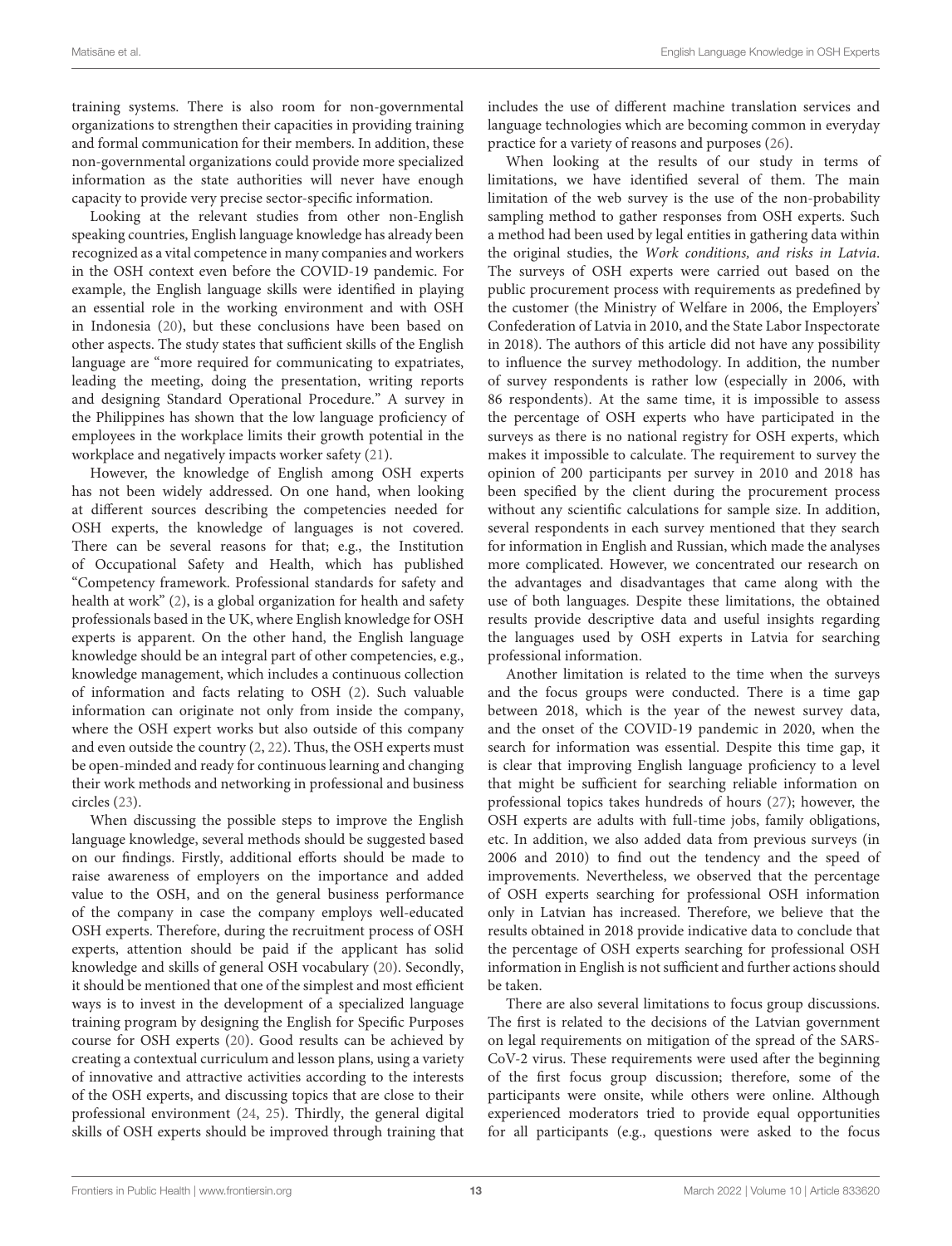training systems. There is also room for non-governmental organizations to strengthen their capacities in providing training and formal communication for their members. In addition, these non-governmental organizations could provide more specialized information as the state authorities will never have enough capacity to provide very precise sector-specific information.

Looking at the relevant studies from other non-English speaking countries, English language knowledge has already been recognized as a vital competence in many companies and workers in the OSH context even before the COVID-19 pandemic. For example, the English language skills were identified in playing an essential role in the working environment and with OSH in Indonesia (20), but these conclusions have been based on other aspects. The study states that sufficient skills of the English language are "more required for communicating to expatriates, leading the meeting, doing the presentation, writing reports and designing Standard Operational Procedure." A survey in the Philippines has shown that the low language proficiency of employees in the workplace limits their growth potential in the workplace and negatively impacts worker safety (21).

However, the knowledge of English among OSH experts has not been widely addressed. On one hand, when looking at different sources describing the competencies needed for OSH experts, the knowledge of languages is not covered. There can be several reasons for that; e.g., the Institution of Occupational Safety and Health, which has published "Competency framework. Professional standards for safety and health at work" (2), is a global organization for health and safety professionals based in the UK, where English knowledge for OSH experts is apparent. On the other hand, the English language knowledge should be an integral part of other competencies, e.g., knowledge management, which includes a continuous collection of information and facts relating to OSH (2). Such valuable information can originate not only from inside the company, where the OSH expert works but also outside of this company and even outside the country (2, 22). Thus, the OSH experts must be open-minded and ready for continuous learning and changing their work methods and networking in professional and business circles (23).

When discussing the possible steps to improve the English language knowledge, several methods should be suggested based on our findings. Firstly, additional efforts should be made to raise awareness of employers on the importance and added value to the OSH, and on the general business performance of the company in case the company employs well-educated OSH experts. Therefore, during the recruitment process of OSH experts, attention should be paid if the applicant has solid knowledge and skills of general OSH vocabulary (20). Secondly, it should be mentioned that one of the simplest and most efficient ways is to invest in the development of a specialized language training program by designing the English for Specific Purposes course for OSH experts (20). Good results can be achieved by creating a contextual curriculum and lesson plans, using a variety of innovative and attractive activities according to the interests of the OSH experts, and discussing topics that are close to their professional environment (24, 25). Thirdly, the general digital skills of OSH experts should be improved through training that includes the use of different machine translation services and language technologies which are becoming common in everyday practice for a variety of reasons and purposes (26).

When looking at the results of our study in terms of limitations, we have identified several of them. The main limitation of the web survey is the use of the non-probability sampling method to gather responses from OSH experts. Such a method had been used by legal entities in gathering data within the original studies, the *Work conditions, and risks in Latvia*. The surveys of OSH experts were carried out based on the public procurement process with requirements as predefined by the customer (the Ministry of Welfare in 2006, the Employers' Confederation of Latvia in 2010, and the State Labor Inspectorate in 2018). The authors of this article did not have any possibility to influence the survey methodology. In addition, the number of survey respondents is rather low (especially in 2006, with 86 respondents). At the same time, it is impossible to assess the percentage of OSH experts who have participated in the surveys as there is no national registry for OSH experts, which makes it impossible to calculate. The requirement to survey the opinion of 200 participants per survey in 2010 and 2018 has been specified by the client during the procurement process without any scientific calculations for sample size. In addition, several respondents in each survey mentioned that they search for information in English and Russian, which made the analyses more complicated. However, we concentrated our research on the advantages and disadvantages that came along with the use of both languages. Despite these limitations, the obtained results provide descriptive data and useful insights regarding the languages used by OSH experts in Latvia for searching professional information.

Another limitation is related to the time when the surveys and the focus groups were conducted. There is a time gap between 2018, which is the year of the newest survey data, and the onset of the COVID-19 pandemic in 2020, when the search for information was essential. Despite this time gap, it is clear that improving English language proficiency to a level that might be sufficient for searching reliable information on professional topics takes hundreds of hours (27); however, the OSH experts are adults with full-time jobs, family obligations, etc. In addition, we also added data from previous surveys (in 2006 and 2010) to find out the tendency and the speed of improvements. Nevertheless, we observed that the percentage of OSH experts searching for professional OSH information only in Latvian has increased. Therefore, we believe that the results obtained in 2018 provide indicative data to conclude that the percentage of OSH experts searching for professional OSH information in English is not sufficient and further actions should be taken.

There are also several limitations to focus group discussions. The first is related to the decisions of the Latvian government on legal requirements on mitigation of the spread of the SARS-CoV-2 virus. These requirements were used after the beginning of the first focus group discussion; therefore, some of the participants were onsite, while others were online. Although experienced moderators tried to provide equal opportunities for all participants (e.g., questions were asked to the focus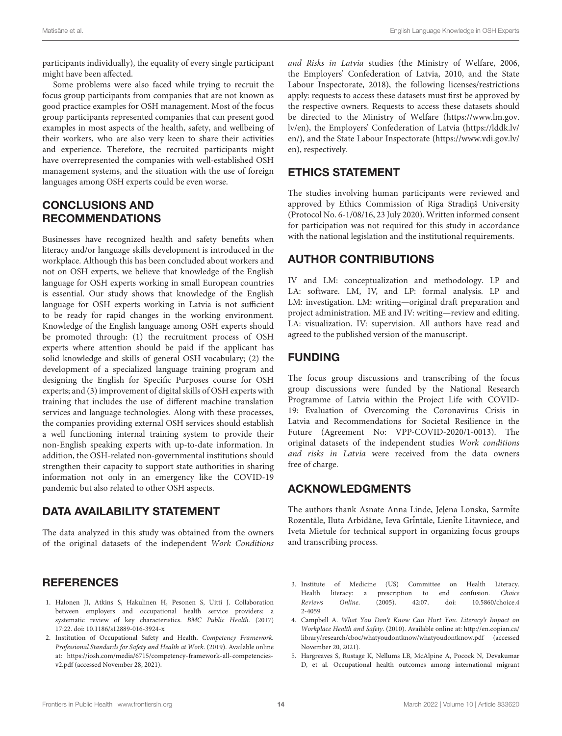participants individually), the equality of every single participant might have been affected.

Some problems were also faced while trying to recruit the focus group participants from companies that are not known as good practice examples for OSH management. Most of the focus group participants represented companies that can present good examples in most aspects of the health, safety, and wellbeing of their workers, who are also very keen to share their activities and experience. Therefore, the recruited participants might have overrepresented the companies with well-established OSH management systems, and the situation with the use of foreign languages among OSH experts could be even worse.

## CONCLUSIONS AND RECOMMENDATIONS

Businesses have recognized health and safety benefits when literacy and/or language skills development is introduced in the workplace. Although this has been concluded about workers and not on OSH experts, we believe that knowledge of the English language for OSH experts working in small European countries is essential. Our study shows that knowledge of the English language for OSH experts working in Latvia is not sufficient to be ready for rapid changes in the working environment. Knowledge of the English language among OSH experts should be promoted through: (1) the recruitment process of OSH experts where attention should be paid if the applicant has solid knowledge and skills of general OSH vocabulary; (2) the development of a specialized language training program and designing the English for Specific Purposes course for OSH experts; and (3) improvement of digital skills of OSH experts with training that includes the use of different machine translation services and language technologies. Along with these processes, the companies providing external OSH services should establish a well functioning internal training system to provide their non-English speaking experts with up-to-date information. In addition, the OSH-related non-governmental institutions should strengthen their capacity to support state authorities in sharing information not only in an emergency like the COVID-19 pandemic but also related to other OSH aspects.

## DATA AVAILABILITY STATEMENT

The data analyzed in this study was obtained from the owners of the original datasets of the independent *Work Conditions and Risks in Latvia* studies (the Ministry of Welfare, 2006, the Employers' Confederation of Latvia, 2010, and the State Labour Inspectorate, 2018), the following licenses/restrictions apply: requests to access these datasets must first be approved by the respective owners. Requests to access these datasets should be directed to the Ministry of Welfare (https://www.lm.gov.lv/en), the Employers' Confederation of Latvia (https://lddk.lv/en/), and the State Labour Inspectorate (https://www.vdi.gov.lv/en), respectively.

## ETHICS STATEMENT

The studies involving human participants were reviewed and approved by Ethics Commission of Riga Stradiņš University (Protocol No. 6-1/08/16, 23 July 2020). Written informed consent for participation was not required for this study in accordance with the national legislation and the institutional requirements.

## AUTHOR CONTRIBUTIONS

IV and LM: conceptualization and methodology. LP and LA: software. LM, IV, and LP: formal analysis. LP and LM: investigation. LM: writing—original draft preparation and project administration. ME and IV: writing—review and editing. LA: visualization. IV: supervision. All authors have read and agreed to the published version of the manuscript.

## FUNDING

The focus group discussions and transcribing of the focus group discussions were funded by the National Research Programme of Latvia within the Project Life with COVID-19: Evaluation of Overcoming the Coronavirus Crisis in Latvia and Recommendations for Societal Resilience in the Future (Agreement No: VPP-COVID-2020/1-0013). The original datasets of the independent studies *Work conditions and risks in Latvia* were received from the data owners free of charge.

## ACKNOWLEDGMENTS

The authors thank Asnate Anna Linde, Jeļena Lonska, Sarmīte Rozentāle, Iluta Arbidāne, Ieva Grīntāle, Lienīte Litavniece, and Iveta Mietule for technical support in organizing focus groups and transcribing process.

## REFERENCES

1. Halonen JI, Atkins S, Hakulinen H, Pesonen S, Uitti J. Collaboration between employers and occupational health service providers: a systematic review of key characteristics. *BMC Public Health.* (2017) 17:22. doi: 10.1186/s12889-016-3924-x
2. Institution of Occupational Safety and Health. *Competency Framework. Professional Standards for Safety and Health at Work.* (2019). Available online at: https://iosh.com/media/6715/competency-framework-all-competencies-v2.pdf (accessed November 28, 2021).
3. Institute of Medicine (US) Committee on Health Literacy. Health literacy: a prescription to end confusion. *Choice Reviews Online.* (2005). 42:07. doi: 10.5860/choice.42-4059
4. Campbell A. *What You Don't Know Can Hurt You. Literacy's Impact on Workplace Health and Safety.* (2010). Available online at: http://en.copian.ca/library/research/cboc/whatyoudontknow/whatyoudontknow.pdf (accessed November 20, 2021).
5. Hargreaves S, Rustage K, Nellums LB, McAlpine A, Pocock N, Devakumar D, et al. Occupational health outcomes among international migrant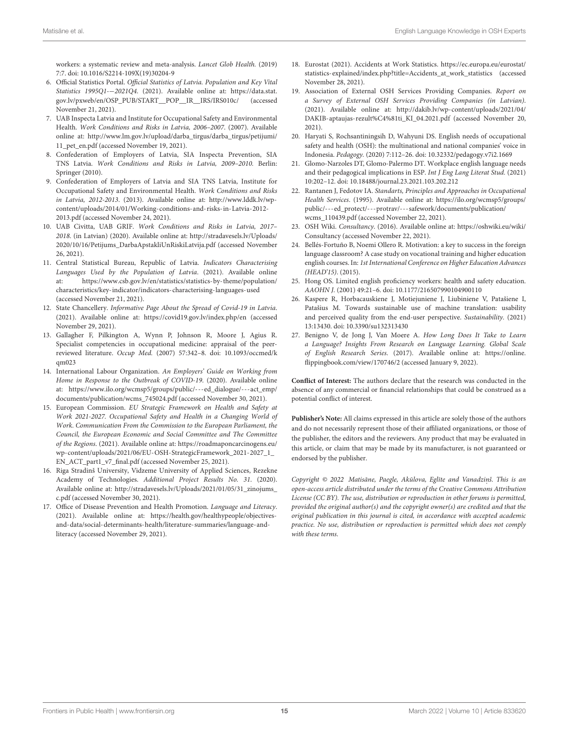workers: a systematic review and meta-analysis. *Lancet Glob Health.* (2019) 7:7. doi: 10.1016/S2214-109X(19)30204-9

6. Official Statistics Portal. *Official Statistics of Latvia. Population and Key Vital Statistics 1995Q1-—2021Q4.* (2021). Available online at: https://data.stat.gov.lv/pxweb/en/OSP_PUB/START__POP__IR__IRS/IRS010c/ (accessed November 21, 2021).
7. UAB Inspecta Latvia and Institute for Occupational Safety and Environmental Health. *Work Conditions and Risks in Latvia, 2006–2007.* (2007). Available online at: http://www.lm.gov.lv/upload/darba_tirgus/darba_tirgus/petijumi/11_pet_en.pdf (accessed November 19, 2021).
8. Confederation of Employers of Latvia, SIA Inspecta Prevention, SIA TNS Latvia. *Work Conditions and Risks in Latvia, 2009–2010.* Berlin: Springer (2010).
9. Confederation of Employers of Latvia and SIA TNS Latvia, Institute for Occupational Safety and Environmental Health. *Work Conditions and Risks in Latvia, 2012-2013.* (2013). Available online at: http://www.lddk.lv/wp-content/uploads/2014/01/Working-conditions-and-risks-in-Latvia-2012-2013.pdf (accessed November 24, 2021).
10. UAB Civitta, UAB GRIF. *Work Conditions and Risks in Latvia, 2017–2018.* (in Latvian) (2020). Available online at: http://stradavesels.lv/Uploads/2020/10/16/Petijums_DarbaApstakliUnRiskiLatvija.pdf (accessed November 26, 2021).
11. Central Statistical Bureau, Republic of Latvia. *Indicators Characterising Languages Used by the Population of Latvia.* (2021). Available online at: https://www.csb.gov.lv/en/statistics/statistics-by-theme/population/characteristics/key-indicator/indicators-characterising-languages-used (accessed November 21, 2021).
12. State Chancellery. *Informative Page About the Spread of Covid-19 in Latvia.* (2021). Available online at: https://covid19.gov.lv/index.php/en (accessed November 29, 2021).
13. Gallagher F, Pilkington A, Wynn P, Johnson R, Moore J, Agius R. Specialist competencies in occupational medicine: appraisal of the peer-reviewed literature. *Occup Med.* (2007) 57:342–8. doi: 10.1093/occmed/kqm023
14. International Labour Organization. *An Employers' Guide on Working from Home in Response to the Outbreak of COVID-19.* (2020). Available online at: https://www.ilo.org/wcmsp5/groups/public/---ed_dialogue/---act_emp/documents/publication/wcms_745024.pdf (accessed November 30, 2021).
15. European Commission. *EU Strategic Framework on Health and Safety at Work 2021-2027. Occupational Safety and Health in a Changing World of Work. Communication From the Commission to the European Parliament, the Council, the European Economic and Social Committee and The Committee of the Regions.* (2021). Available online at: https://roadmaponcarcinogens.eu/wp-content/uploads/2021/06/EU-OSH-StrategicFramework_2021-2027_1_EN_ACT_part1_v7_final.pdf (accessed November 25, 2021).
16. Riga Stradinš University, Vidzeme University of Applied Sciences, Rezekne Academy of Technologies. *Additional Project Results No. 31.* (2020). Available online at: http://stradavesels.lv/Uploads/2021/01/05/31_zinojums_c.pdf (accessed November 30, 2021).
17. Office of Disease Prevention and Health Promotion. *Language and Literacy.* (2021). Available online at: https://health.gov/healthypeople/objectives-and-data/social-determinants-health/literature-summaries/language-and-literacy (accessed November 29, 2021).
18. Eurostat (2021). Accidents at Work Statistics. https://ec.europa.eu/eurostat/statistics-explained/index.php?title=Accidents_at_work_statistics (accessed November 28, 2021).
19. Association of External OSH Services Providing Companies. *Report on a Survey of External OSH Services Providing Companies (in Latvian).* (2021). Available online at: http://dakib.lv/wp-content/uploads/2021/04/DAKIB-aptaujas-rezult%C4%81ti_KI_04.2021.pdf (accessed November 20, 2021).
20. Haryati S, Rochsantiningsih D, Wahyuni DS. English needs of occupational safety and health (OSH): the multinational and national companies' voice in Indonesia. *Pedagogy.* (2020) 7:112–26. doi: 10.32332/pedagogy.v7i2.1669
21. Glomo-Narzoles DT, Glomo-Palermo DT. Workplace english language needs and their pedagogical implications in ESP. *Int J Eng Lang Literat Stud.* (2021) 10:202–12. doi: 10.18488/journal.23.2021.103.202.212
22. Rantanen J, Fedotov IA. *Standarts, Principles and Approaches in Occupational Health Services.* (1995). Available online at: https://ilo.org/wcmsp5/groups/public/---ed_protect/---protrav/---safework/documents/publication/wcms_110439.pdf (accessed November 22, 2021).
23. OSH Wiki. *Consultancy.* (2016). Available online at: https://oshwiki.eu/wiki/Consultancy (accessed November 22, 2021).
24. Bellés-Fortuño B, Noemi Ollero R. Motivation: a key to success in the foreign language classroom? A case study on vocational training and higher education english courses. In: *1st International Conference on Higher Education Advances (HEAD'15).* (2015).
25. Hong OS. Limited english proficiency workers: health and safety education. *AAOHN J.* (2001) 49:21–6. doi: 10.1177/216507990104900110
26. Kaspere R, Horbacauskiene J, Motiejuniene J, Liubiniene V, Patašiene I, Patašius M. Towards sustainable use of machine translation: usability and perceived quality from the end-user perspective. *Sustainability.* (2021) 13:13430. doi: 10.3390/su132313430
27. Benigno V, de Jong J, Van Moere A. *How Long Does It Take to Learn a Language? Insights From Research on Language Learning. Global Scale of English Research Series.* (2017). Available online at: https://online.flippingbook.com/view/170746/2 (accessed January 9, 2022).

**Conflict of Interest:** The authors declare that the research was conducted in the absence of any commercial or financial relationships that could be construed as a potential conflict of interest.

**Publisher's Note:** All claims expressed in this article are solely those of the authors and do not necessarily represent those of their affiliated organizations, or those of the publisher, the editors and the reviewers. Any product that may be evaluated in this article, or claim that may be made by its manufacturer, is not guaranteed or endorsed by the publisher.

*Copyright © 2022 Matisāne, Paegle, Akūlova, Eglīte and Vanadziņš. This is an open-access article distributed under the terms of the Creative Commons Attribution License (CC BY). The use, distribution or reproduction in other forums is permitted, provided the original author(s) and the copyright owner(s) are credited and that the original publication in this journal is cited, in accordance with accepted academic practice. No use, distribution or reproduction is permitted which does not comply with these terms.*